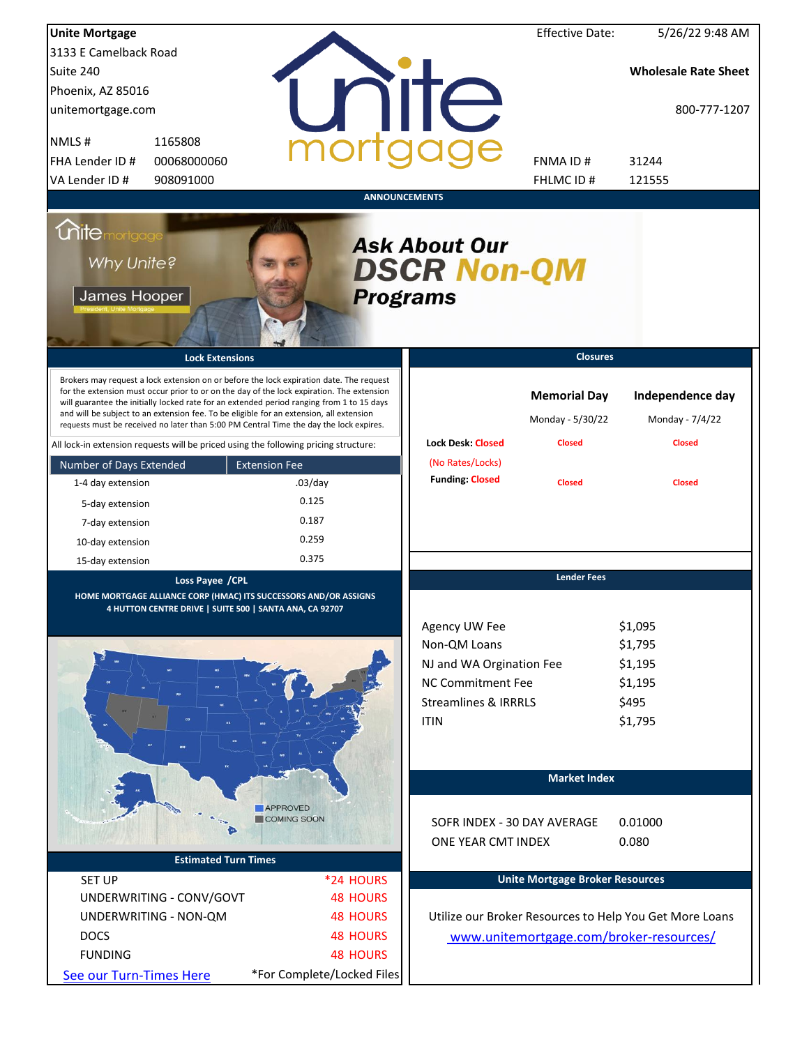**Unite Mortgage**
3133 E Camelback Road
Suite 240
Phoenix, AZ 85016
unitemortgage.com

| | |
|---|---|
| NMLS # | 1165808 |
| FHA Lender ID # | 00068000060 |
| VA Lender ID # | 908091000 |

Effective Date: 5/26/22 9:48 AM

**Wholesale Rate Sheet**

800-777-1207

| | |
|---|---|
| FNMA ID # | 31244 |
| FHLMC ID # | 121555 |

## ANNOUNCEMENTS

unite mortgage — Why Unite? — James Hooper, President, Unite Mortgage

**Ask About Our DSCR Non-QM Programs**

## Lock Extensions

Brokers may request a lock extension on or before the lock expiration date. The request for the extension must occur prior to or on the day of the lock expiration. The extension will guarantee the initially locked rate for an extended period ranging from 1 to 15 days and will be subject to an extension fee. To be eligible for an extension, all extension requests must be received no later than 5:00 PM Central Time the day the lock expires.

All lock-in extension requests will be priced using the following pricing structure:

| Number of Days Extended | Extension Fee |
|---|---|
| 1-4 day extension | .03/day |
| 5-day extension | 0.125 |
| 7-day extension | 0.187 |
| 10-day extension | 0.259 |
| 15-day extension | 0.375 |

## Closures

| | Memorial Day | Independence day |
|---|---|---|
| | Monday - 5/30/22 | Monday - 7/4/22 |
| Lock Desk: Closed (No Rates/Locks) | Closed | Closed |
| Funding: Closed | Closed | Closed |

## Loss Payee /CPL

**HOME MORTGAGE ALLIANCE CORP (HMAC) ITS SUCCESSORS AND/OR ASSIGNS**
**4 HUTTON CENTRE DRIVE | SUITE 500 | SANTA ANA, CA 92707**

APPROVED
COMING SOON

## Lender Fees

| | |
|---|---|
| Agency UW Fee | $1,095 |
| Non-QM Loans | $1,795 |
| NJ and WA Orgination Fee | $1,195 |
| NC Commitment Fee | $1,195 |
| Streamlines & IRRRLS | $495 |
| ITIN | $1,795 |

## Market Index

| | |
|---|---|
| SOFR INDEX - 30 DAY AVERAGE | 0.01000 |
| ONE YEAR CMT INDEX | 0.080 |

## Estimated Turn Times

| | |
|---|---|
| SET UP | *24 HOURS |
| UNDERWRITING - CONV/GOVT | 48 HOURS |
| UNDERWRITING - NON-QM | 48 HOURS |
| DOCS | 48 HOURS |
| FUNDING | 48 HOURS |

See our Turn-Times Here

*For Complete/Locked Files

## Unite Mortgage Broker Resources

Utilize our Broker Resources to Help You Get More Loans

www.unitemortgage.com/broker-resources/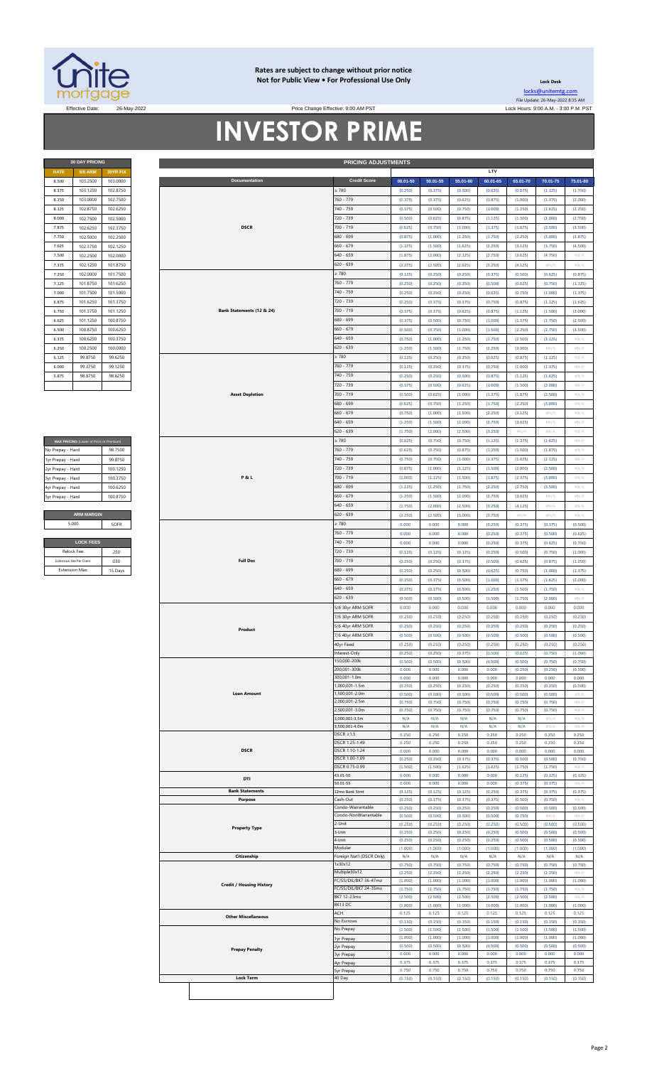**Rates are subject to change without prior notice**
**Not for Public View • For Professional Use Only**

**Lock Desk**
locks@unitemtg.com
File Update: 26-May-2022 8:35 AM
Lock Hours: 9:00 A.M. - 3:00 P.M. PST

Effective Date: 26-May-2022 Price Change Effective: 9:00 AM PST

# INVESTOR PRIME

| 30 DAY PRICING | | |
|---|---|---|
| RATE | 5/6 ARM | 30YR FIX |
| 8.500 | 103.2500 | 103.0000 |
| 8.375 | 103.1250 | 102.8750 |
| 8.250 | 103.0000 | 102.7500 |
| 8.125 | 102.8750 | 102.6250 |
| 8.000 | 102.7500 | 102.5000 |
| 7.875 | 102.6250 | 102.3750 |
| 7.750 | 102.5000 | 102.2500 |
| 7.625 | 102.3750 | 102.1250 |
| 7.500 | 102.2500 | 102.0000 |
| 7.375 | 102.1250 | 101.8750 |
| 7.250 | 102.0000 | 101.7500 |
| 7.125 | 101.8750 | 101.6250 |
| 7.000 | 101.7500 | 101.5000 |
| 6.875 | 101.6250 | 101.3750 |
| 6.750 | 101.3750 | 101.1250 |
| 6.625 | 101.1250 | 100.8750 |
| 6.500 | 100.8750 | 100.6250 |
| 6.375 | 100.6250 | 100.3750 |
| 6.250 | 100.2500 | 100.0000 |
| 6.125 | 99.8750 | 99.6250 |
| 6.000 | 99.3750 | 99.1250 |
| 5.875 | 98.8750 | 98.6250 |

| MAX PRICING (Lower of Price or Premium) | |
|---|---|
| No Prepay - Hard | 98.7500 |
| 1yr Prepay - Hard | 99.8750 |
| 2yr Prepay - Hard | 100.1250 |
| 3yr Prepay - Hard | 100.3750 |
| 4yr Prepay - Hard | 100.6250 |
| 5yr Prepay - Hard | 100.8750 |

| ARM MARGIN | |
|---|---|
| 5.000 | SOFR |

| LOCK FEES | |
|---|---|
| Relock Fee: | .250 |
| Extension Fee Per Diem: | .030 |
| Extension Max: | 15 Days |

| PRICING ADJUSTMENTS | | | | | | | | |
|---|---|---|---|---|---|---|---|---|
| | | LTV | | | | | | |
| Documentation | Credit Score | 00.01-50 | 50.01-55 | 55.01-60 | 60.01-65 | 65.01-70 | 70.01-75 | 75.01-80 |
| DSCR | ≥ 780 | (0.250) | (0.375) | (0.500) | (0.625) | (0.875) | (1.125) | (1.750) |
| | 760 - 779 | (0.375) | (0.375) | (0.625) | (0.875) | (1.000) | (1.375) | (2.000) |
| | 740 - 759 | (0.375) | (0.500) | (0.750) | (1.000) | (1.250) | (1.625) | (2.250) |
| | 720 - 739 | (0.500) | (0.625) | (0.875) | (1.125) | (1.500) | (2.000) | (2.750) |
| | 700 - 719 | (0.625) | (0.750) | (1.000) | (1.375) | (1.875) | (2.500) | (3.500) |
| | 680 - 699 | (0.875) | (1.000) | (1.250) | (1.750) | (2.250) | (3.000) | (3.875) |
| | 660 - 679 | (1.375) | (1.500) | (1.625) | (2.250) | (3.125) | (3.750) | (4.500) |
| | 640 - 659 | (1.875) | (2.000) | (2.125) | (2.750) | (3.625) | (4.750) | #N/A |
| | 620 - 639 | (2.375) | (2.500) | (2.625) | (3.250) | (4.125) | #N/A | #N/A |
| Bank Statements (12 & 24) | ≥ 780 | (0.125) | (0.250) | (0.250) | (0.375) | (0.500) | (0.625) | (0.875) |
| | 760 - 779 | (0.250) | (0.250) | (0.250) | (0.500) | (0.625) | (0.750) | (1.125) |
| | 740 - 759 | (0.250) | (0.250) | (0.250) | (0.625) | (0.750) | (1.000) | (1.375) |
| | 720 - 739 | (0.250) | (0.375) | (0.375) | (0.750) | (0.875) | (1.125) | (1.625) |
| | 700 - 719 | (0.375) | (0.375) | (0.625) | (0.875) | (1.125) | (1.500) | (2.000) |
| | 680 - 699 | (0.375) | (0.500) | (0.750) | (1.000) | (1.375) | (1.750) | (2.500) |
| | 660 - 679 | (0.500) | (0.750) | (1.000) | (1.500) | (2.250) | (2.750) | (3.500) |
| | 640 - 659 | (0.750) | (1.000) | (1.250) | (1.750) | (2.500) | (3.125) | #N/A |
| | 620 - 639 | (1.250) | (1.500) | (1.750) | (2.250) | (3.000) | #N/A | #N/A |
| Asset Depletion | ≥ 780 | (0.125) | (0.250) | (0.250) | (0.625) | (0.875) | (1.125) | #N/A |
| | 760 - 779 | (0.125) | (0.250) | (0.375) | (0.750) | (1.000) | (1.375) | #N/A |
| | 740 - 759 | (0.250) | (0.250) | (0.500) | (0.875) | (1.125) | (1.625) | #N/A |
| | 720 - 739 | (0.375) | (0.500) | (0.625) | (1.000) | (1.500) | (2.000) | #N/A |
| | 700 - 719 | (0.500) | (0.625) | (1.000) | (1.375) | (1.875) | (2.500) | #N/A |
| | 680 - 699 | (0.625) | (0.750) | (1.250) | (1.750) | (2.250) | (3.000) | #N/A |
| | 660 - 679 | (0.750) | (1.000) | (1.500) | (2.250) | (3.125) | #N/A | #N/A |
| | 640 - 659 | (1.250) | (1.500) | (2.000) | (2.750) | (3.625) | #N/A | #N/A |
| | 620 - 639 | (1.750) | (2.000) | (2.500) | (3.250) | #N/A | #N/A | #N/A |
| P & L | ≥ 780 | (0.625) | (0.750) | (0.750) | (1.125) | (1.375) | (1.625) | #N/A |
| | 760 - 779 | (0.625) | (0.750) | (0.875) | (1.250) | (1.500) | (1.875) | #N/A |
| | 740 - 759 | (0.750) | (0.750) | (1.000) | (1.375) | (1.625) | (2.125) | #N/A |
| | 720 - 739 | (0.875) | (1.000) | (1.125) | (1.500) | (2.000) | (2.500) | #N/A |
| | 700 - 719 | (1.000) | (1.125) | (1.500) | (1.875) | (2.375) | (3.000) | #N/A |
| | 680 - 699 | (1.125) | (1.250) | (1.750) | (2.250) | (2.750) | (3.500) | #N/A |
| | 660 - 679 | (1.250) | (1.500) | (2.000) | (2.750) | (3.625) | #N/A | #N/A |
| | 640 - 659 | (1.750) | (2.000) | (2.500) | (3.250) | (4.125) | #N/A | #N/A |
| | 620 - 639 | (2.250) | (2.500) | (3.000) | (3.750) | #N/A | #N/A | #N/A |
| Full Doc | ≥ 780 | 0.000 | 0.000 | 0.000 | (0.250) | (0.375) | (0.375) | (0.500) |
| | 760 - 779 | 0.000 | 0.000 | 0.000 | (0.250) | (0.375) | (0.500) | (0.625) |
| | 740 - 759 | 0.000 | 0.000 | 0.000 | (0.250) | (0.375) | (0.625) | (0.750) |
| | 720 - 739 | (0.125) | (0.125) | (0.125) | (0.250) | (0.500) | (0.750) | (1.000) |
| | 700 - 719 | (0.250) | (0.250) | (0.375) | (0.500) | (0.625) | (0.875) | (1.250) |
| | 680 - 699 | (0.250) | (0.250) | (0.500) | (0.625) | (0.750) | (1.000) | (1.375) |
| | 660 - 679 | (0.250) | (0.375) | (0.500) | (1.000) | (1.375) | (1.625) | (2.000) |
| | 640 - 659 | (0.375) | (0.375) | (0.500) | (1.250) | (1.500) | (1.750) | #N/A |
| | 620 - 639 | (0.500) | (0.500) | (0.500) | (1.500) | (1.750) | (2.000) | #N/A |
| Product | 5/6 30yr ARM SOFR | 0.000 | 0.000 | 0.000 | 0.000 | 0.000 | 0.000 | 0.000 |
| | 7/6 30yr ARM SOFR | (0.250) | (0.250) | (0.250) | (0.250) | (0.250) | (0.250) | (0.250) |
| | 5/6 40yr ARM SOFR | (0.250) | (0.250) | (0.250) | (0.250) | (0.250) | (0.250) | (0.250) |
| | 7/6 40yr ARM SOFR | (0.500) | (0.500) | (0.500) | (0.500) | (0.500) | (0.500) | (0.500) |
| | 40yr Fixed | (0.250) | (0.250) | (0.250) | (0.250) | (0.250) | (0.250) | (0.250) |
| | Interest-Only | (0.250) | (0.250) | (0.375) | (0.500) | (0.625) | (0.750) | (1.000) |
| Loan Amount | 150,000-200k | (0.500) | (0.500) | (0.500) | (0.500) | (0.500) | (0.750) | (0.750) |
| | 200,001-300k | 0.000 | 0.000 | 0.000 | 0.000 | (0.250) | (0.250) | (0.500) |
| | 300,001-1.0m | 0.000 | 0.000 | 0.000 | 0.000 | 0.000 | 0.000 | 0.000 |
| | 1,000,001-1.5m | (0.250) | (0.250) | (0.250) | (0.250) | (0.250) | (0.250) | (0.500) |
| | 1,500,001-2.0m | (0.500) | (0.500) | (0.500) | (0.500) | (0.500) | (0.500) | #N/A |
| | 2,000,001-2.5m | (0.750) | (0.750) | (0.750) | (0.750) | (0.750) | (0.750) | #N/A |
| | 2,500,001-3.0m | (0.750) | (0.750) | (0.750) | (0.750) | (0.750) | (0.750) | #N/A |
| | 3,000,001-3.5m | N/A | N/A | N/A | N/A | N/A | #N/A | #N/A |
| | 3,500,001-4.0m | N/A | N/A | N/A | N/A | N/A | #N/A | #N/A |
| DSCR | DSCR ≥1.5 | 0.250 | 0.250 | 0.250 | 0.250 | 0.250 | 0.250 | 0.250 |
| | DSCR 1.25-1.49 | 0.250 | 0.250 | 0.250 | 0.250 | 0.250 | 0.250 | 0.250 |
| | DSCR 1.10-1.24 | 0.000 | 0.000 | 0.000 | 0.000 | 0.000 | 0.000 | 0.000 |
| | DSCR 1.00-1.09 | (0.250) | (0.250) | (0.375) | (0.375) | (0.500) | (0.500) | (0.750) |
| | DSCR 0.75-0.99 | (1.500) | (1.500) | (1.625) | (1.625) | (1.750) | (1.750) | #N/A |
| DTI | 43.01-50 | 0.000 | 0.000 | 0.000 | 0.000 | (0.125) | (0.125) | (0.125) |
| | 50.01-55 | 0.000 | 0.000 | 0.000 | 0.000 | (0.375) | (0.375) | #N/A |
| Bank Statements | 12mo Bank Stmt | (0.125) | (0.125) | (0.125) | (0.250) | (0.375) | (0.375) | (0.375) |
| Purpose | Cash-Out | (0.250) | (0.375) | (0.375) | (0.375) | (0.500) | (0.750) | #N/A |
| Property Type | Condo-Warrantable | (0.250) | (0.250) | (0.250) | (0.250) | (0.500) | (0.500) | (0.500) |
| | Condo-NonWarrantable | (0.500) | (0.500) | (0.500) | (0.500) | (0.750) | #N/A | #N/A |
| | 2-Unit | (0.250) | (0.250) | (0.250) | (0.250) | (0.500) | (0.500) | (0.500) |
| | 3-Unit | (0.250) | (0.250) | (0.250) | (0.250) | (0.500) | (0.500) | (0.500) |
| | 4-Unit | (0.250) | (0.250) | (0.250) | (0.250) | (0.500) | (0.500) | (0.500) |
| | Modular | (1.000) | (1.000) | (1.000) | (1.000) | (1.000) | (1.000) | (1.000) |
| Citizenship | Foreign Nat'l (DSCR Only) | N/A | N/A | N/A | N/A | N/A | N/A | N/A |
| Credit / Housing History | 1x30x12 | (0.750) | (0.750) | (0.750) | (0.750) | (0.750) | (0.750) | (0.750) |
| | Multiple30x12 | (2.250) | (2.250) | (2.250) | (2.250) | (2.250) | (2.250) | #N/A |
| | FC/SS/DIL/BK7 36-47mo | (1.000) | (1.000) | (1.000) | (1.000) | (1.000) | (1.000) | (1.000) |
| | FC/SS/DIL/BK7 24-35mo | (1.750) | (1.750) | (1.750) | (1.750) | (1.750) | (1.750) | #N/A |
| | BK7 12-23mo | (2.500) | (2.500) | (2.500) | (2.500) | (2.500) | (2.500) | #N/A |
| | BK13 DC | (1.000) | (1.000) | (1.000) | (1.000) | (1.000) | (1.000) | (1.000) |
| Other Miscellaneous | ACH | 0.125 | 0.125 | 0.125 | 0.125 | 0.125 | 0.125 | 0.125 |
| | No Escrows | (0.150) | (0.150) | (0.150) | (0.150) | (0.150) | (0.150) | (0.150) |
| Prepay Penalty | No Prepay | (1.500) | (1.500) | (1.500) | (1.500) | (1.500) | (1.500) | (1.500) |
| | 1yr Prepay | (1.000) | (1.000) | (1.000) | (1.000) | (1.000) | (1.000) | (1.000) |
| | 2yr Prepay | (0.500) | (0.500) | (0.500) | (0.500) | (0.500) | (0.500) | (0.500) |
| | 3yr Prepay | 0.000 | 0.000 | 0.000 | 0.000 | 0.000 | 0.000 | 0.000 |
| | 4yr Prepay | 0.375 | 0.375 | 0.375 | 0.375 | 0.375 | 0.375 | 0.375 |
| | 5yr Prepay | 0.750 | 0.750 | 0.750 | 0.750 | 0.750 | 0.750 | 0.750 |
| Lock Term | 40 Day | (0.150) | (0.150) | (0.150) | (0.150) | (0.150) | (0.150) | (0.150) |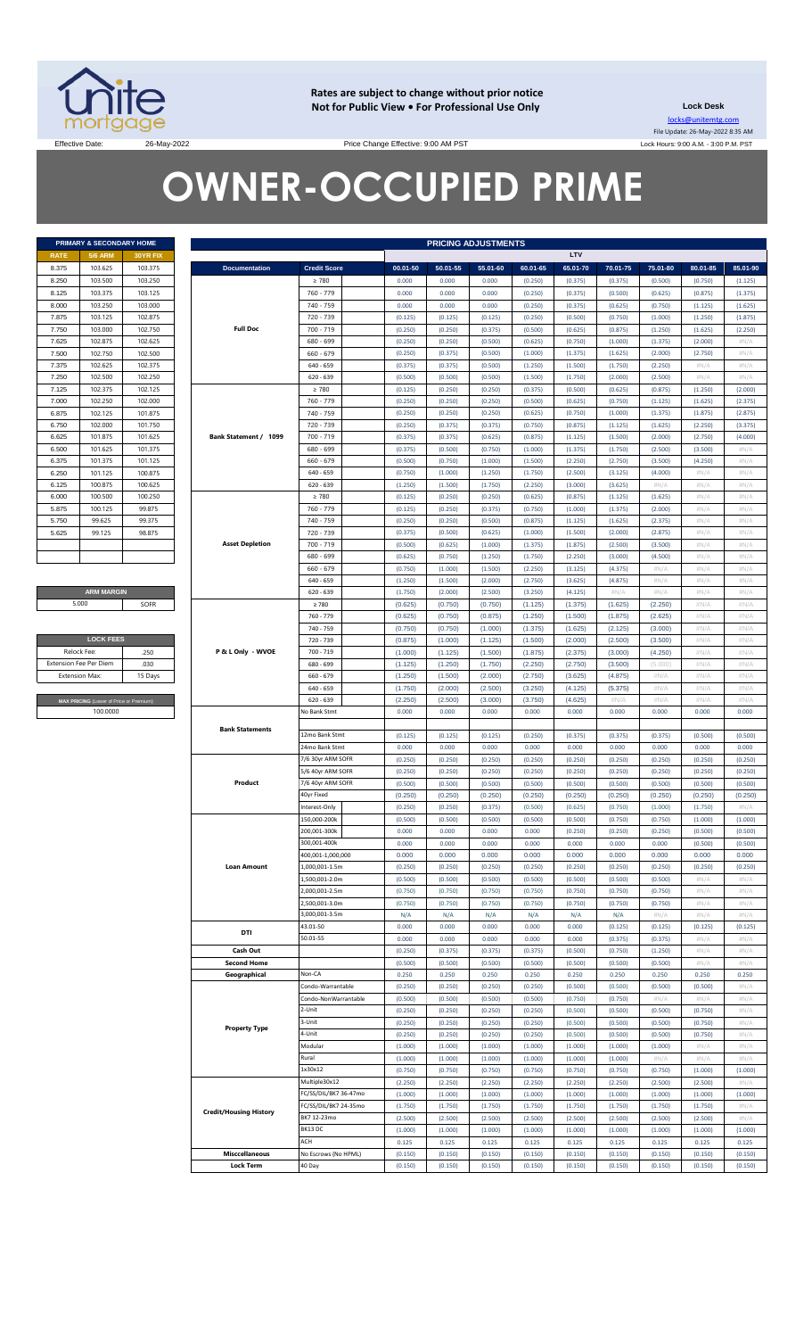**Rates are subject to change without prior notice**
**Not for Public View • For Professional Use Only**

**Lock Desk**
locks@unitemtg.com
File Update: 26-May-2022 8:35 AM
Lock Hours: 9:00 A.M. - 3:00 P.M. PST

Effective Date: 26-May-2022 Price Change Effective: 9:00 AM PST

# OWNER-OCCUPIED PRIME

| PRIMARY & SECONDARY HOME | | |
|---|---|---|
| RATE | 5/6 ARM | 30YR FIX |
| 8.375 | 103.625 | 103.375 |
| 8.250 | 103.500 | 103.250 |
| 8.125 | 103.375 | 103.125 |
| 8.000 | 103.250 | 103.000 |
| 7.875 | 103.125 | 102.875 |
| 7.750 | 103.000 | 102.750 |
| 7.625 | 102.875 | 102.625 |
| 7.500 | 102.750 | 102.500 |
| 7.375 | 102.625 | 102.375 |
| 7.250 | 102.500 | 102.250 |
| 7.125 | 102.375 | 102.125 |
| 7.000 | 102.250 | 102.000 |
| 6.875 | 102.125 | 101.875 |
| 6.750 | 102.000 | 101.750 |
| 6.625 | 101.875 | 101.625 |
| 6.500 | 101.625 | 101.375 |
| 6.375 | 101.375 | 101.125 |
| 6.250 | 101.125 | 100.875 |
| 6.125 | 100.875 | 100.625 |
| 6.000 | 100.500 | 100.250 |
| 5.875 | 100.125 | 99.875 |
| 5.750 | 99.625 | 99.375 |
| 5.625 | 99.125 | 98.875 |

| ARM MARGIN | |
|---|---|
| 5.000 | SOFR |

| LOCK FEES | |
|---|---|
| Relock Fee: | .250 |
| Extension Fee Per Diem | .030 |
| Extension Max: | 15 Days |

| MAX PRICING (Lower of Price or Premium) |
|---|
| 100.0000 |

| PRICING ADJUSTMENTS | | | | | | | | | | |
|---|---|---|---|---|---|---|---|---|---|---|
| | | LTV | | | | | | | | |
| Documentation | Credit Score | 00.01-50 | 50.01-55 | 55.01-60 | 60.01-65 | 65.01-70 | 70.01-75 | 75.01-80 | 80.01-85 | 85.01-90 |
| Full Doc | ≥ 780 | 0.000 | 0.000 | 0.000 | (0.250) | (0.375) | (0.375) | (0.500) | (0.750) | (1.125) |
| | 760 - 779 | 0.000 | 0.000 | 0.000 | (0.250) | (0.375) | (0.500) | (0.625) | (0.875) | (1.375) |
| | 740 - 759 | 0.000 | 0.000 | 0.000 | (0.250) | (0.375) | (0.625) | (0.750) | (1.125) | (1.625) |
| | 720 - 739 | (0.125) | (0.125) | (0.125) | (0.250) | (0.500) | (0.750) | (1.000) | (1.250) | (1.875) |
| | 700 - 719 | (0.250) | (0.250) | (0.375) | (0.500) | (0.625) | (0.875) | (1.250) | (1.625) | (2.250) |
| | 680 - 699 | (0.250) | (0.250) | (0.500) | (0.625) | (0.750) | (1.000) | (1.375) | (2.000) | #N/A |
| | 660 - 679 | (0.250) | (0.375) | (0.500) | (1.000) | (1.375) | (1.625) | (2.000) | (2.750) | #N/A |
| | 640 - 659 | (0.375) | (0.375) | (0.500) | (1.250) | (1.500) | (1.750) | (2.250) | #N/A | #N/A |
| | 620 - 639 | (0.500) | (0.500) | (0.500) | (1.500) | (1.750) | (2.000) | (2.500) | #N/A | #N/A |
| Bank Statement / 1099 | ≥ 780 | (0.125) | (0.250) | (0.250) | (0.375) | (0.500) | (0.625) | (0.875) | (1.250) | (2.000) |
| | 760 - 779 | (0.250) | (0.250) | (0.250) | (0.500) | (0.625) | (0.750) | (1.125) | (1.625) | (2.375) |
| | 740 - 759 | (0.250) | (0.250) | (0.250) | (0.625) | (0.750) | (1.000) | (1.375) | (1.875) | (2.875) |
| | 720 - 739 | (0.250) | (0.375) | (0.375) | (0.750) | (0.875) | (1.125) | (1.625) | (2.250) | (3.375) |
| | 700 - 719 | (0.375) | (0.375) | (0.625) | (0.875) | (1.125) | (1.500) | (2.000) | (2.750) | (4.000) |
| | 680 - 699 | (0.375) | (0.500) | (0.750) | (1.000) | (1.375) | (1.750) | (2.500) | (3.500) | #N/A |
| | 660 - 679 | (0.500) | (0.750) | (1.000) | (1.500) | (2.250) | (2.750) | (3.500) | (4.250) | #N/A |
| | 640 - 659 | (0.750) | (1.000) | (1.250) | (1.750) | (2.500) | (3.125) | (4.000) | #N/A | #N/A |
| | 620 - 639 | (1.250) | (1.500) | (1.750) | (2.250) | (3.000) | (3.625) | #N/A | #N/A | #N/A |
| Asset Depletion | ≥ 780 | (0.125) | (0.250) | (0.250) | (0.625) | (0.875) | (1.125) | (1.625) | #N/A | #N/A |
| | 760 - 779 | (0.125) | (0.250) | (0.375) | (0.750) | (1.000) | (1.375) | (2.000) | #N/A | #N/A |
| | 740 - 759 | (0.250) | (0.250) | (0.500) | (0.875) | (1.125) | (1.625) | (2.375) | #N/A | #N/A |
| | 720 - 739 | (0.375) | (0.500) | (0.625) | (1.000) | (1.500) | (2.000) | (2.875) | #N/A | #N/A |
| | 700 - 719 | (0.500) | (0.625) | (1.000) | (1.375) | (1.875) | (2.500) | (3.500) | #N/A | #N/A |
| | 680 - 699 | (0.625) | (0.750) | (1.250) | (1.750) | (2.250) | (3.000) | (4.500) | #N/A | #N/A |
| | 660 - 679 | (0.750) | (1.000) | (1.500) | (2.250) | (3.125) | (4.375) | #N/A | #N/A | #N/A |
| | 640 - 659 | (1.250) | (1.500) | (2.000) | (2.750) | (3.625) | (4.875) | #N/A | #N/A | #N/A |
| | 620 - 639 | (1.750) | (2.000) | (2.500) | (3.250) | (4.125) | #N/A | #N/A | #N/A | #N/A |
| P & L Only - WVOE | ≥ 780 | (0.625) | (0.750) | (0.750) | (1.125) | (1.375) | (1.625) | (2.250) | #N/A | #N/A |
| | 760 - 779 | (0.625) | (0.750) | (0.875) | (1.250) | (1.500) | (1.875) | (2.625) | #N/A | #N/A |
| | 740 - 759 | (0.750) | (0.750) | (1.000) | (1.375) | (1.625) | (2.125) | (3.000) | #N/A | #N/A |
| | 720 - 739 | (0.875) | (1.000) | (1.125) | (1.500) | (2.000) | (2.500) | (3.500) | #N/A | #N/A |
| | 700 - 719 | (1.000) | (1.125) | (1.500) | (1.875) | (2.375) | (3.000) | (4.250) | #N/A | #N/A |
| | 680 - 699 | (1.125) | (1.250) | (1.750) | (2.250) | (2.750) | (3.500) | (5.000) | #N/A | #N/A |
| | 660 - 679 | (1.250) | (1.500) | (2.000) | (2.750) | (3.625) | (4.875) | #N/A | #N/A | #N/A |
| | 640 - 659 | (1.750) | (2.000) | (2.500) | (3.250) | (4.125) | (5.375) | #N/A | #N/A | #N/A |
| | 620 - 639 | (2.250) | (2.500) | (3.000) | (3.750) | (4.625) | #N/A | #N/A | #N/A | #N/A |
| Bank Statements | No Bank Stmt | 0.000 | 0.000 | 0.000 | 0.000 | 0.000 | 0.000 | 0.000 | 0.000 | 0.000 |
| | 12mo Bank Stmt | (0.125) | (0.125) | (0.125) | (0.250) | (0.375) | (0.375) | (0.375) | (0.500) | (0.500) |
| | 24mo Bank Stmt | 0.000 | 0.000 | 0.000 | 0.000 | 0.000 | 0.000 | 0.000 | 0.000 | 0.000 |
| Product | 7/6 30yr ARM SOFR | (0.250) | (0.250) | (0.250) | (0.250) | (0.250) | (0.250) | (0.250) | (0.250) | (0.250) |
| | 5/6 40yr ARM SOFR | (0.250) | (0.250) | (0.250) | (0.250) | (0.250) | (0.250) | (0.250) | (0.250) | (0.250) |
| | 7/6 40yr ARM SOFR | (0.500) | (0.500) | (0.500) | (0.500) | (0.500) | (0.500) | (0.500) | (0.500) | (0.500) |
| | 40yr Fixed | (0.250) | (0.250) | (0.250) | (0.250) | (0.250) | (0.250) | (0.250) | (0.250) | (0.250) |
| | Interest-Only | (0.250) | (0.250) | (0.375) | (0.500) | (0.625) | (0.750) | (1.000) | (1.750) | #N/A |
| Loan Amount | 150,000-200k | (0.500) | (0.500) | (0.500) | (0.500) | (0.500) | (0.750) | (0.750) | (1.000) | (1.000) |
| | 200,001-300k | 0.000 | 0.000 | 0.000 | 0.000 | (0.250) | (0.250) | (0.250) | (0.500) | (0.500) |
| | 300,001-400k | 0.000 | 0.000 | 0.000 | 0.000 | 0.000 | 0.000 | 0.000 | (0.500) | (0.500) |
| | 400,001-1,000,000 | 0.000 | 0.000 | 0.000 | 0.000 | 0.000 | 0.000 | 0.000 | 0.000 | 0.000 |
| | 1,000,001-1.5m | (0.250) | (0.250) | (0.250) | (0.250) | (0.250) | (0.250) | (0.250) | (0.250) | (0.250) |
| | 1,500,001-2.0m | (0.500) | (0.500) | (0.500) | (0.500) | (0.500) | (0.500) | (0.500) | #N/A | #N/A |
| | 2,000,001-2.5m | (0.750) | (0.750) | (0.750) | (0.750) | (0.750) | (0.750) | (0.750) | #N/A | #N/A |
| | 2,500,001-3.0m | (0.750) | (0.750) | (0.750) | (0.750) | (0.750) | (0.750) | (0.750) | #N/A | #N/A |
| | 3,000,001-3.5m | N/A | N/A | N/A | N/A | N/A | N/A | #N/A | #N/A | #N/A |
| DTI | 43.01-50 | 0.000 | 0.000 | 0.000 | 0.000 | 0.000 | (0.125) | (0.125) | (0.125) | (0.125) |
| | 50.01-55 | 0.000 | 0.000 | 0.000 | 0.000 | 0.000 | (0.375) | (0.375) | #N/A | #N/A |
| Cash Out | | (0.250) | (0.375) | (0.375) | (0.375) | (0.500) | (0.750) | (1.250) | #N/A | #N/A |
| Second Home | | (0.500) | (0.500) | (0.500) | (0.500) | (0.500) | (0.500) | (0.500) | #N/A | #N/A |
| Geographical | Non-CA | 0.250 | 0.250 | 0.250 | 0.250 | 0.250 | 0.250 | 0.250 | 0.250 | 0.250 |
| Property Type | Condo-Warrantable | (0.250) | (0.250) | (0.250) | (0.250) | (0.500) | (0.500) | (0.500) | (0.500) | #N/A |
| | Condo-NonWarrantable | (0.500) | (0.500) | (0.500) | (0.500) | (0.750) | (0.750) | #N/A | #N/A | #N/A |
| | 2-Unit | (0.250) | (0.250) | (0.250) | (0.250) | (0.500) | (0.500) | (0.500) | (0.750) | #N/A |
| | 3-Unit | (0.250) | (0.250) | (0.250) | (0.250) | (0.500) | (0.500) | (0.500) | (0.750) | #N/A |
| | 4-Unit | (0.250) | (0.250) | (0.250) | (0.250) | (0.500) | (0.500) | (0.500) | (0.750) | #N/A |
| | Modular | (1.000) | (1.000) | (1.000) | (1.000) | (1.000) | (1.000) | (1.000) | #N/A | #N/A |
| | Rural | (1.000) | (1.000) | (1.000) | (1.000) | (1.000) | (1.000) | #N/A | #N/A | #N/A |
| Credit/Housing History | 1x30x12 | (0.750) | (0.750) | (0.750) | (0.750) | (0.750) | (0.750) | (0.750) | (1.000) | (1.000) |
| | Multiple30x12 | (2.250) | (2.250) | (2.250) | (2.250) | (2.250) | (2.250) | (2.500) | (2.500) | #N/A |
| | FC/SS/DIL/BK7 36-47mo | (1.000) | (1.000) | (1.000) | (1.000) | (1.000) | (1.000) | (1.000) | (1.000) | (1.000) |
| | FC/SS/DIL/BK7 24-35mo | (1.750) | (1.750) | (1.750) | (1.750) | (1.750) | (1.750) | (1.750) | (1.750) | #N/A |
| | BK7 12-23mo | (2.500) | (2.500) | (2.500) | (2.500) | (2.500) | (2.500) | (2.500) | (2.500) | #N/A |
| | BK13 DC | (1.000) | (1.000) | (1.000) | (1.000) | (1.000) | (1.000) | (1.000) | (1.000) | (1.000) |
| | ACH | 0.125 | 0.125 | 0.125 | 0.125 | 0.125 | 0.125 | 0.125 | 0.125 | 0.125 |
| Misccellaneous | No Escrows (No HPML) | (0.150) | (0.150) | (0.150) | (0.150) | (0.150) | (0.150) | (0.150) | (0.150) | (0.150) |
| Lock Term | 40 Day | (0.150) | (0.150) | (0.150) | (0.150) | (0.150) | (0.150) | (0.150) | (0.150) | (0.150) |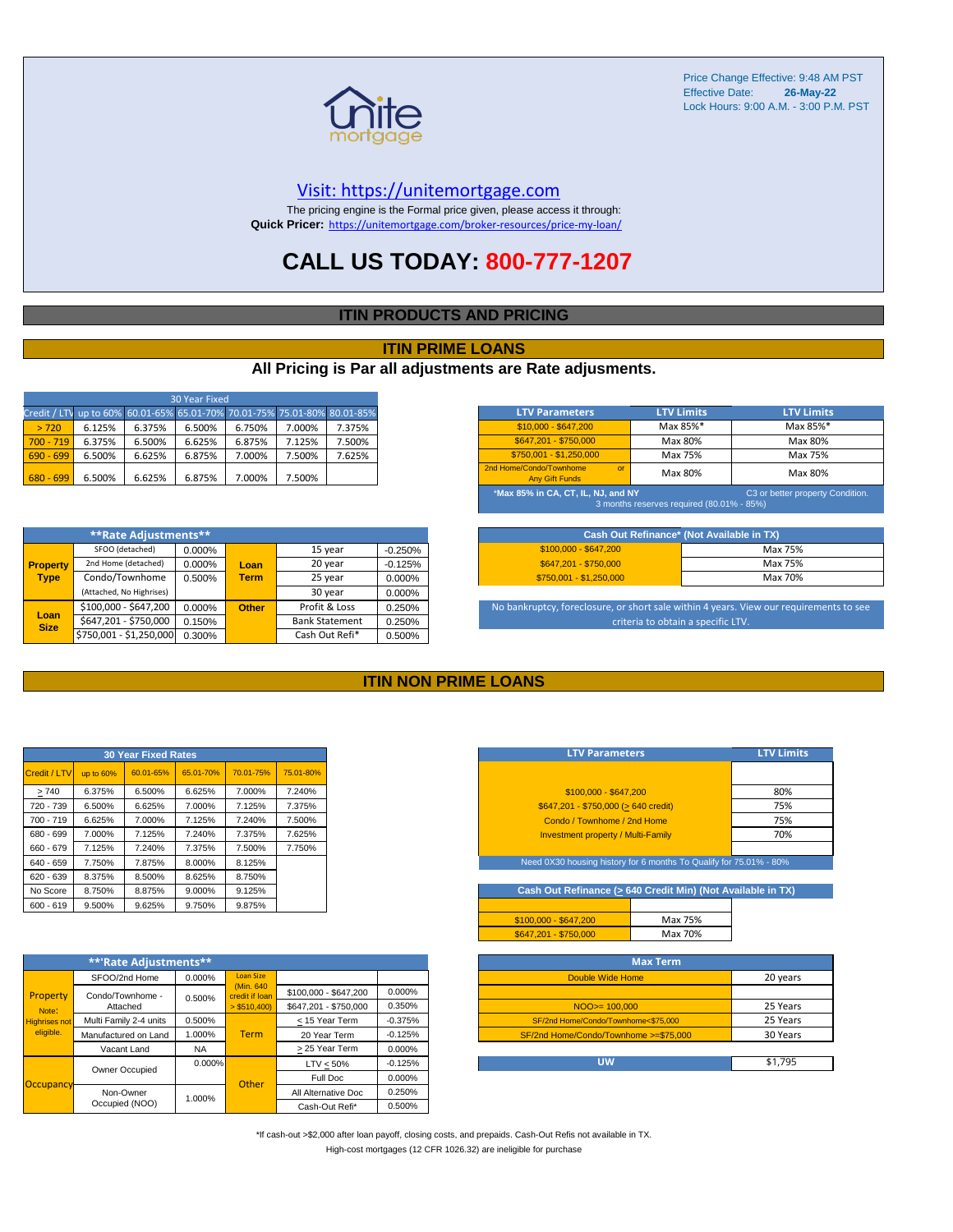Price Change Effective: 9:48 AM PST
Effective Date: **26-May-22**
Lock Hours: 9:00 A.M. - 3:00 P.M. PST

Visit: https://unitemortgage.com

The pricing engine is the Formal price given, please access it through:
**Quick Pricer:** https://unitemortgage.com/broker-resources/price-my-loan/

# CALL US TODAY: 800-777-1207

## ITIN PRODUCTS AND PRICING

## ITIN PRIME LOANS

### All Pricing is Par all adjustments are Rate adjusments.

| 30 Year Fixed | | | | | | |
|---|---|---|---|---|---|---|
| Credit / LTV | up to 60% | 60.01-65% | 65.01-70% | 70.01-75% | 75.01-80% | 80.01-85% |
| > 720 | 6.125% | 6.375% | 6.500% | 6.750% | 7.000% | 7.375% |
| 700 - 719 | 6.375% | 6.500% | 6.625% | 6.875% | 7.125% | 7.500% |
| 690 - 699 | 6.500% | 6.625% | 6.875% | 7.000% | 7.500% | 7.625% |
| 680 - 699 | 6.500% | 6.625% | 6.875% | 7.000% | 7.500% | |

| LTV Parameters | LTV Limits | LTV Limits |
|---|---|---|
| $10,000 - $647,200 | Max 85%* | Max 85%* |
| $647,201 - $750,000 | Max 80% | Max 80% |
| $750,001 - $1,250,000 | Max 75% | Max 75% |
| 2nd Home/Condo/Townhome or Any Gift Funds | Max 80% | Max 80% |

*Max 85% in CA, CT, IL, NJ, and NY — C3 or better property Condition. 3 months reserves required (80.01% - 85%)

| **Rate Adjustments** | | | | | |
|---|---|---|---|---|---|
| Property Type | SFOO (detached) | 0.000% | Loan Term | 15 year | -0.250% |
| | 2nd Home (detached) | 0.000% | | 20 year | -0.125% |
| | Condo/Townhome | 0.500% | | 25 year | 0.000% |
| | (Attached, No Highrises) | | | 30 year | 0.000% |
| Loan Size | $100,000 - $647,200 | 0.000% | Other | Profit & Loss | 0.250% |
| | $647,201 - $750,000 | 0.150% | | Bank Statement | 0.250% |
| | $750,001 - $1,250,000 | 0.300% | | Cash Out Refi* | 0.500% |

| Cash Out Refinance* (Not Available in TX) | |
|---|---|
| $100,000 - $647,200 | Max 75% |
| $647,201 - $750,000 | Max 75% |
| $750,001 - $1,250,000 | Max 70% |

No bankruptcy, foreclosure, or short sale within 4 years. View our requirements to see criteria to obtain a specific LTV.

## ITIN NON PRIME LOANS

| 30 Year Fixed Rates | | | | | |
|---|---|---|---|---|---|
| Credit / LTV | up to 60% | 60.01-65% | 65.01-70% | 70.01-75% | 75.01-80% |
| > 740 | 6.375% | 6.500% | 6.625% | 7.000% | 7.240% |
| 720 - 739 | 6.500% | 6.625% | 7.000% | 7.125% | 7.375% |
| 700 - 719 | 6.625% | 7.000% | 7.125% | 7.240% | 7.500% |
| 680 - 699 | 7.000% | 7.125% | 7.240% | 7.375% | 7.625% |
| 660 - 679 | 7.125% | 7.240% | 7.375% | 7.500% | 7.750% |
| 640 - 659 | 7.750% | 7.875% | 8.000% | 8.125% | |
| 620 - 639 | 8.375% | 8.500% | 8.625% | 8.750% | |
| No Score | 8.750% | 8.875% | 9.000% | 9.125% | |
| 600 - 619 | 9.500% | 9.625% | 9.750% | 9.875% | |

| LTV Parameters | LTV Limits |
|---|---|
| $100,000 - $647,200 | 80% |
| $647,201 - $750,000 (> 640 credit) | 75% |
| Condo / Townhome / 2nd Home | 75% |
| Investment property / Multi-Family | 70% |

Need 0X30 housing history for 6 months To Qualify for 75.01% - 80%

| Cash Out Refinance (> 640 Credit Min) (Not Available in TX) | |
|---|---|
| $100,000 - $647,200 | Max 75% |
| $647,201 - $750,000 | Max 70% |

| **Rate Adjustments** | | | | | |
|---|---|---|---|---|---|
| Property (Note: Highrises not eligible.) | SFOO/2nd Home | 0.000% | Loan Size (Min. 640 credit if loan > $510,400) | $100,000 - $647,200 | 0.000% |
| | Condo/Townhome - Attached | 0.500% | | $647,201 - $750,000 | 0.350% |
| | Multi Family 2-4 units | 0.500% | Term | < 15 Year Term | -0.375% |
| | Manufactured on Land | 1.000% | | 20 Year Term | -0.125% |
| | Vacant Land | NA | | > 25 Year Term | 0.000% |
| Occupancy | Owner Occupied | 0.000% | Other | LTV < 50% | -0.125% |
| | | | | Full Doc | 0.000% |
| | Non-Owner Occupied (NOO) | 1.000% | | All Alternative Doc | 0.250% |
| | | | | Cash-Out Refi* | 0.500% |

| Max Term | |
|---|---|
| Double Wide Home | 20 years |
| NOO>= 100,000 | 25 Years |
| SF/2nd Home/Condo/Townhome<$75,000 | 25 Years |
| SF/2nd Home/Condo/Townhome >=$75,000 | 30 Years |

| UW | $1,795 |
|---|---|

*If cash-out >$2,000 after loan payoff, closing costs, and prepaids. Cash-Out Refis not available in TX.

High-cost mortgages (12 CFR 1026.32) are ineligible for purchase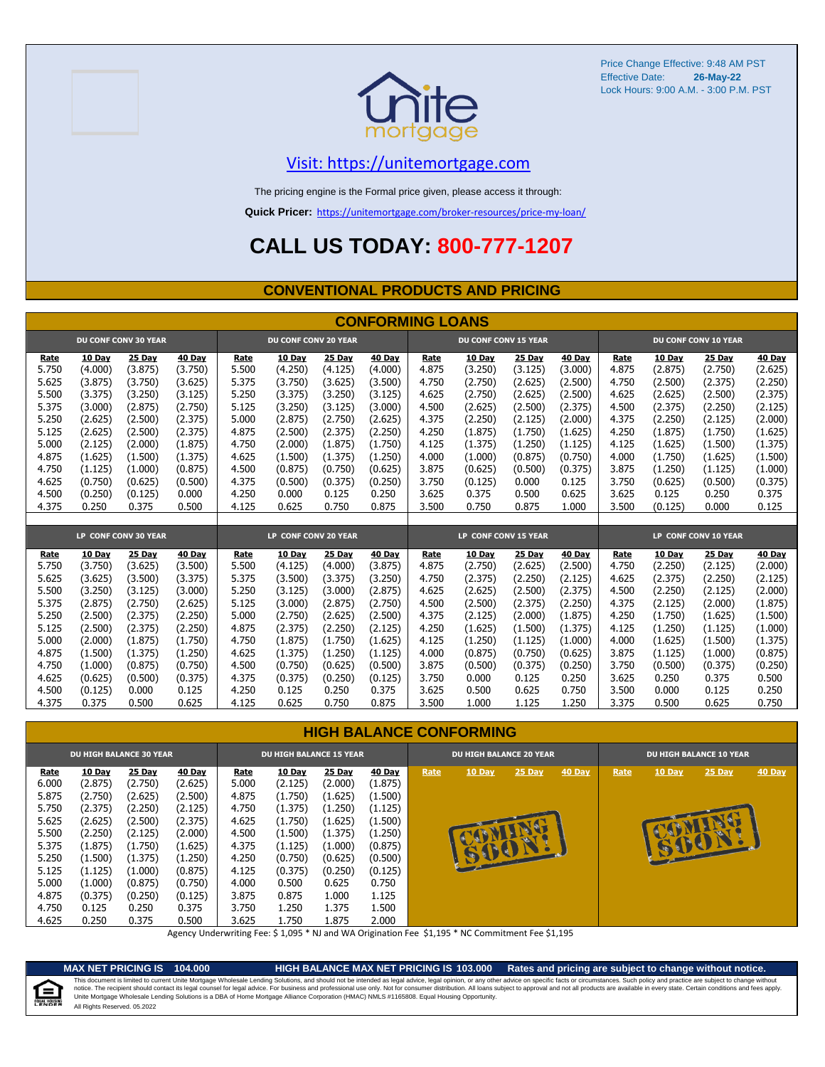Price Change Effective: 9:48 AM PST
Effective Date: 26-May-22
Lock Hours: 9:00 A.M. - 3:00 P.M. PST

unite mortgage

Visit: https://unitemortgage.com

The pricing engine is the Formal price given, please access it through:

**Quick Pricer:** https://unitemortgage.com/broker-resources/price-my-loan/

# CALL US TODAY: 800-777-1207

## CONVENTIONAL PRODUCTS AND PRICING

## CONFORMING LOANS

| DU CONF CONV 30 YEAR | | | | DU CONF CONV 20 YEAR | | | | DU CONF CONV 15 YEAR | | | | DU CONF CONV 10 YEAR | | | |
|---|---|---|---|---|---|---|---|---|---|---|---|---|---|---|---|
| Rate | 10 Day | 25 Day | 40 Day | Rate | 10 Day | 25 Day | 40 Day | Rate | 10 Day | 25 Day | 40 Day | Rate | 10 Day | 25 Day | 40 Day |
| 5.750 | (4.000) | (3.875) | (3.750) | 5.500 | (4.250) | (4.125) | (4.000) | 4.875 | (3.250) | (3.125) | (3.000) | 4.875 | (2.875) | (2.750) | (2.625) |
| 5.625 | (3.875) | (3.750) | (3.625) | 5.375 | (3.750) | (3.625) | (3.500) | 4.750 | (2.750) | (2.625) | (2.500) | 4.750 | (2.500) | (2.375) | (2.250) |
| 5.500 | (3.375) | (3.250) | (3.125) | 5.250 | (3.375) | (3.250) | (3.125) | 4.625 | (2.750) | (2.625) | (2.500) | 4.625 | (2.625) | (2.500) | (2.375) |
| 5.375 | (3.000) | (2.875) | (2.750) | 5.125 | (3.250) | (3.125) | (3.000) | 4.500 | (2.625) | (2.500) | (2.375) | 4.500 | (2.375) | (2.250) | (2.125) |
| 5.250 | (2.625) | (2.500) | (2.375) | 5.000 | (2.875) | (2.750) | (2.625) | 4.375 | (2.250) | (2.125) | (2.000) | 4.375 | (2.250) | (2.125) | (2.000) |
| 5.125 | (2.625) | (2.500) | (2.375) | 4.875 | (2.500) | (2.375) | (2.250) | 4.250 | (1.875) | (1.750) | (1.625) | 4.250 | (1.875) | (1.750) | (1.625) |
| 5.000 | (2.125) | (2.000) | (1.875) | 4.750 | (2.000) | (1.875) | (1.750) | 4.125 | (1.375) | (1.250) | (1.125) | 4.125 | (1.625) | (1.500) | (1.375) |
| 4.875 | (1.625) | (1.500) | (1.375) | 4.625 | (1.500) | (1.375) | (1.250) | 4.000 | (1.000) | (0.875) | (0.750) | 4.000 | (1.750) | (1.625) | (1.500) |
| 4.750 | (1.125) | (1.000) | (0.875) | 4.500 | (0.875) | (0.750) | (0.625) | 3.875 | (0.625) | (0.500) | (0.375) | 3.875 | (1.250) | (1.125) | (1.000) |
| 4.625 | (0.750) | (0.625) | (0.500) | 4.375 | (0.500) | (0.375) | (0.250) | 3.750 | (0.125) | 0.000 | 0.125 | 3.750 | (0.625) | (0.500) | (0.375) |
| 4.500 | (0.250) | (0.125) | 0.000 | 4.250 | 0.000 | 0.125 | 0.250 | 3.625 | 0.375 | 0.500 | 0.625 | 3.625 | 0.125 | 0.250 | 0.375 |
| 4.375 | 0.250 | 0.375 | 0.500 | 4.125 | 0.625 | 0.750 | 0.875 | 3.500 | 0.750 | 0.875 | 1.000 | 3.500 | (0.125) | 0.000 | 0.125 |

| LP CONF CONV 30 YEAR | | | | LP CONF CONV 20 YEAR | | | | LP CONF CONV 15 YEAR | | | | LP CONF CONV 10 YEAR | | | |
|---|---|---|---|---|---|---|---|---|---|---|---|---|---|---|---|
| Rate | 10 Day | 25 Day | 40 Day | Rate | 10 Day | 25 Day | 40 Day | Rate | 10 Day | 25 Day | 40 Day | Rate | 10 Day | 25 Day | 40 Day |
| 5.750 | (3.750) | (3.625) | (3.500) | 5.500 | (4.125) | (4.000) | (3.875) | 4.875 | (2.750) | (2.625) | (2.500) | 4.750 | (2.250) | (2.125) | (2.000) |
| 5.625 | (3.625) | (3.500) | (3.375) | 5.375 | (3.500) | (3.375) | (3.250) | 4.750 | (2.375) | (2.250) | (2.125) | 4.625 | (2.375) | (2.250) | (2.125) |
| 5.500 | (3.250) | (3.125) | (3.000) | 5.250 | (3.125) | (3.000) | (2.875) | 4.625 | (2.625) | (2.500) | (2.375) | 4.500 | (2.250) | (2.125) | (2.000) |
| 5.375 | (2.875) | (2.750) | (2.625) | 5.125 | (3.000) | (2.875) | (2.750) | 4.500 | (2.500) | (2.375) | (2.250) | 4.375 | (2.125) | (2.000) | (1.875) |
| 5.250 | (2.500) | (2.375) | (2.250) | 5.000 | (2.750) | (2.625) | (2.500) | 4.375 | (2.125) | (2.000) | (1.875) | 4.250 | (1.750) | (1.625) | (1.500) |
| 5.125 | (2.500) | (2.375) | (2.250) | 4.875 | (2.375) | (2.250) | (2.125) | 4.250 | (1.625) | (1.500) | (1.375) | 4.125 | (1.250) | (1.125) | (1.000) |
| 5.000 | (2.000) | (1.875) | (1.750) | 4.750 | (1.875) | (1.750) | (1.625) | 4.125 | (1.250) | (1.125) | (1.000) | 4.000 | (1.625) | (1.500) | (1.375) |
| 4.875 | (1.500) | (1.375) | (1.250) | 4.625 | (1.375) | (1.250) | (1.125) | 4.000 | (0.875) | (0.750) | (0.625) | 3.875 | (1.125) | (1.000) | (0.875) |
| 4.750 | (1.000) | (0.875) | (0.750) | 4.500 | (0.750) | (0.625) | (0.500) | 3.875 | (0.500) | (0.375) | (0.250) | 3.750 | (0.500) | (0.375) | (0.250) |
| 4.625 | (0.625) | (0.500) | (0.375) | 4.375 | (0.375) | (0.250) | (0.125) | 3.750 | 0.000 | 0.125 | 0.250 | 3.625 | 0.250 | 0.375 | 0.500 |
| 4.500 | (0.125) | 0.000 | 0.125 | 4.250 | 0.125 | 0.250 | 0.375 | 3.625 | 0.500 | 0.625 | 0.750 | 3.500 | 0.000 | 0.125 | 0.250 |
| 4.375 | 0.375 | 0.500 | 0.625 | 4.125 | 0.625 | 0.750 | 0.875 | 3.500 | 1.000 | 1.125 | 1.250 | 3.375 | 0.500 | 0.625 | 0.750 |

## HIGH BALANCE CONFORMING

| DU HIGH BALANCE 30 YEAR | | | | DU HIGH BALANCE 15 YEAR | | | | DU HIGH BALANCE 20 YEAR | | | | DU HIGH BALANCE 10 YEAR | | | |
|---|---|---|---|---|---|---|---|---|---|---|---|---|---|---|---|
| Rate | 10 Day | 25 Day | 40 Day | Rate | 10 Day | 25 Day | 40 Day | Rate | 10 Day | 25 Day | 40 Day | Rate | 10 Day | 25 Day | 40 Day |
| 6.000 | (2.875) | (2.750) | (2.625) | 5.000 | (2.125) | (2.000) | (1.875) | COMING SOON! | | | | COMING SOON! | | | |
| 5.875 | (2.750) | (2.625) | (2.500) | 4.875 | (1.750) | (1.625) | (1.500) | | | | | | | | |
| 5.750 | (2.375) | (2.250) | (2.125) | 4.750 | (1.375) | (1.250) | (1.125) | | | | | | | | |
| 5.625 | (2.625) | (2.500) | (2.375) | 4.625 | (1.750) | (1.625) | (1.500) | | | | | | | | |
| 5.500 | (2.250) | (2.125) | (2.000) | 4.500 | (1.500) | (1.375) | (1.250) | | | | | | | | |
| 5.375 | (1.875) | (1.750) | (1.625) | 4.375 | (1.125) | (1.000) | (0.875) | | | | | | | | |
| 5.250 | (1.500) | (1.375) | (1.250) | 4.250 | (0.750) | (0.625) | (0.500) | | | | | | | | |
| 5.125 | (1.125) | (1.000) | (0.875) | 4.125 | (0.375) | (0.250) | (0.125) | | | | | | | | |
| 5.000 | (1.000) | (0.875) | (0.750) | 4.000 | 0.500 | 0.625 | 0.750 | | | | | | | | |
| 4.875 | (0.375) | (0.250) | (0.125) | 3.875 | 0.875 | 1.000 | 1.125 | | | | | | | | |
| 4.750 | 0.125 | 0.250 | 0.375 | 3.750 | 1.250 | 1.375 | 1.500 | | | | | | | | |
| 4.625 | 0.250 | 0.375 | 0.500 | 3.625 | 1.750 | 1.875 | 2.000 | | | | | | | | |

Agency Underwriting Fee: $ 1,095 * NJ and WA Origination Fee $1,195 * NC Commitment Fee $1,195

**MAX NET PRICING IS 104.000** **HIGH BALANCE MAX NET PRICING IS 103.000** **Rates and pricing are subject to change without notice.**

This document is limited to current Unite Mortgage Wholesale Lending Solutions, and should not be intended as legal advice, legal opinion, or any other advice on specific facts or circumstances. Such policy and practice are subject to change without notice. The recipient should contact its legal counsel for legal advice. For business and professional use only. Not for consumer distribution. All loans subject to approval and not all products are available in every state. Certain conditions and fees apply. Unite Mortgage Wholesale Lending Solutions is a DBA of Home Mortgage Alliance Corporation (HMAC) NMLS #1165808. Equal Housing Opportunity.
All Rights Reserved. 05.2022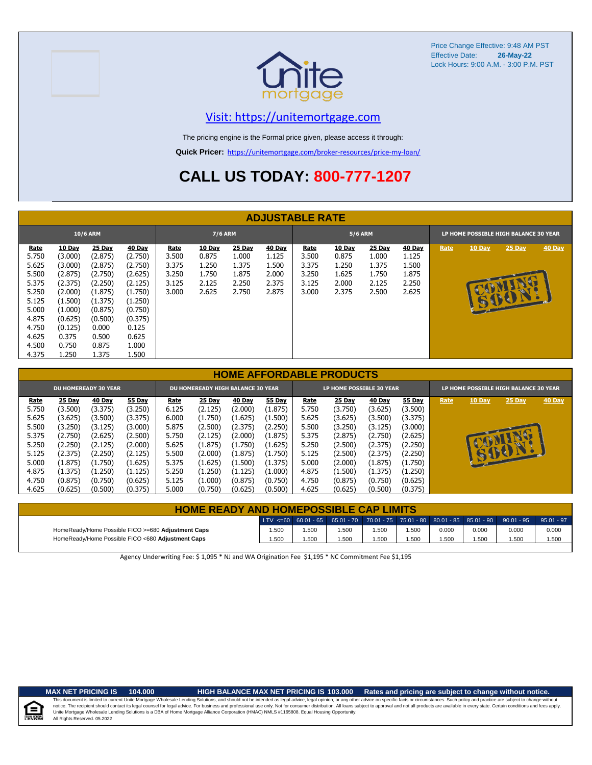Price Change Effective: 9:48 AM PST
Effective Date: **26-May-22**
Lock Hours: 9:00 A.M. - 3:00 P.M. PST

Visit: https://unitemortgage.com

The pricing engine is the Formal price given, please access it through:

**Quick Pricer:** https://unitemortgage.com/broker-resources/price-my-loan/

# CALL US TODAY: 800-777-1207

## ADJUSTABLE RATE

| 10/6 ARM | | | | 7/6 ARM | | | | 5/6 ARM | | | | LP HOME POSSIBLE HIGH BALANCE 30 YEAR | | | |
|---|---|---|---|---|---|---|---|---|---|---|---|---|---|---|---|
| Rate | 10 Day | 25 Day | 40 Day | Rate | 10 Day | 25 Day | 40 Day | Rate | 10 Day | 25 Day | 40 Day | Rate | 10 Day | 25 Day | 40 Day |
| 5.750 | (3.000) | (2.875) | (2.750) | 3.500 | 0.875 | 1.000 | 1.125 | 3.500 | 0.875 | 1.000 | 1.125 | COMING SOON! | | | |
| 5.625 | (3.000) | (2.875) | (2.750) | 3.375 | 1.250 | 1.375 | 1.500 | 3.375 | 1.250 | 1.375 | 1.500 | | | | |
| 5.500 | (2.875) | (2.750) | (2.625) | 3.250 | 1.750 | 1.875 | 2.000 | 3.250 | 1.625 | 1.750 | 1.875 | | | | |
| 5.375 | (2.375) | (2.250) | (2.125) | 3.125 | 2.125 | 2.250 | 2.375 | 3.125 | 2.000 | 2.125 | 2.250 | | | | |
| 5.250 | (2.000) | (1.875) | (1.750) | 3.000 | 2.625 | 2.750 | 2.875 | 3.000 | 2.375 | 2.500 | 2.625 | | | | |
| 5.125 | (1.500) | (1.375) | (1.250) | | | | | | | | | | | | |
| 5.000 | (1.000) | (0.875) | (0.750) | | | | | | | | | | | | |
| 4.875 | (0.625) | (0.500) | (0.375) | | | | | | | | | | | | |
| 4.750 | (0.125) | 0.000 | 0.125 | | | | | | | | | | | | |
| 4.625 | 0.375 | 0.500 | 0.625 | | | | | | | | | | | | |
| 4.500 | 0.750 | 0.875 | 1.000 | | | | | | | | | | | | |
| 4.375 | 1.250 | 1.375 | 1.500 | | | | | | | | | | | | |

## HOME AFFORDABLE PRODUCTS

| DU HOMEREADY 30 YEAR | | | | DU HOMEREADY HIGH BALANCE 30 YEAR | | | | LP HOME POSSIBLE 30 YEAR | | | | LP HOME POSSIBLE HIGH BALANCE 30 YEAR | | | |
|---|---|---|---|---|---|---|---|---|---|---|---|---|---|---|---|
| Rate | 25 Day | 40 Day | 55 Day | Rate | 25 Day | 40 Day | 55 Day | Rate | 25 Day | 40 Day | 55 Day | Rate | 10 Day | 25 Day | 40 Day |
| 5.750 | (3.500) | (3.375) | (3.250) | 6.125 | (2.125) | (2.000) | (1.875) | 5.750 | (3.750) | (3.625) | (3.500) | COMING SOON! | | | |
| 5.625 | (3.625) | (3.500) | (3.375) | 6.000 | (1.750) | (1.625) | (1.500) | 5.625 | (3.625) | (3.500) | (3.375) | | | | |
| 5.500 | (3.250) | (3.125) | (3.000) | 5.875 | (2.500) | (2.375) | (2.250) | 5.500 | (3.250) | (3.125) | (3.000) | | | | |
| 5.375 | (2.750) | (2.625) | (2.500) | 5.750 | (2.125) | (2.000) | (1.875) | 5.375 | (2.875) | (2.750) | (2.625) | | | | |
| 5.250 | (2.250) | (2.125) | (2.000) | 5.625 | (1.875) | (1.750) | (1.625) | 5.250 | (2.500) | (2.375) | (2.250) | | | | |
| 5.125 | (2.375) | (2.250) | (2.125) | 5.500 | (2.000) | (1.875) | (1.750) | 5.125 | (2.500) | (2.375) | (2.250) | | | | |
| 5.000 | (1.875) | (1.750) | (1.625) | 5.375 | (1.625) | (1.500) | (1.375) | 5.000 | (2.000) | (1.875) | (1.750) | | | | |
| 4.875 | (1.375) | (1.250) | (1.125) | 5.250 | (1.250) | (1.125) | (1.000) | 4.875 | (1.500) | (1.375) | (1.250) | | | | |
| 4.750 | (0.875) | (0.750) | (0.625) | 5.125 | (1.000) | (0.875) | (0.750) | 4.750 | (0.875) | (0.750) | (0.625) | | | | |
| 4.625 | (0.625) | (0.500) | (0.375) | 5.000 | (0.750) | (0.625) | (0.500) | 4.625 | (0.625) | (0.500) | (0.375) | | | | |

## HOME READY AND HOMEPOSSIBLE CAP LIMITS

| | LTV <=60 | 60.01 - 65 | 65.01 - 70 | 70.01 - 75 | 75.01 - 80 | 80.01 - 85 | 85.01 - 90 | 90.01 - 95 | 95.01 - 97 |
|---|---|---|---|---|---|---|---|---|---|
| HomeReady/Home Possible FICO >=680 **Adjustment Caps** | 1.500 | 1.500 | 1.500 | 1.500 | 1.500 | 0.000 | 0.000 | 0.000 | 0.000 |
| HomeReady/Home Possible FICO <680 **Adjustment Caps** | 1.500 | 1.500 | 1.500 | 1.500 | 1.500 | 1.500 | 1.500 | 1.500 | 1.500 |

Agency Underwriting Fee: $ 1,095 * NJ and WA Origination Fee $1,195 * NC Commitment Fee $1,195

**MAX NET PRICING IS 104.000** **HIGH BALANCE MAX NET PRICING IS 103.000** **Rates and pricing are subject to change without notice.**

This document is limited to current Unite Mortgage Wholesale Lending Solutions, and should not be intended as legal advice, legal opinion, or any other advice on specific facts or circumstances. Such policy and practice are subject to change without notice. The recipient should contact its legal counsel for legal advice. For business and professional use only. Not for consumer distribution. All loans subject to approval and not all products are available in every state. Certain conditions and fees apply. Unite Mortgage Wholesale Lending Solutions is a DBA of Home Mortgage Alliance Corporation (HMAC) NMLS #1165808. Equal Housing Opportunity.
All Rights Reserved. 05.2022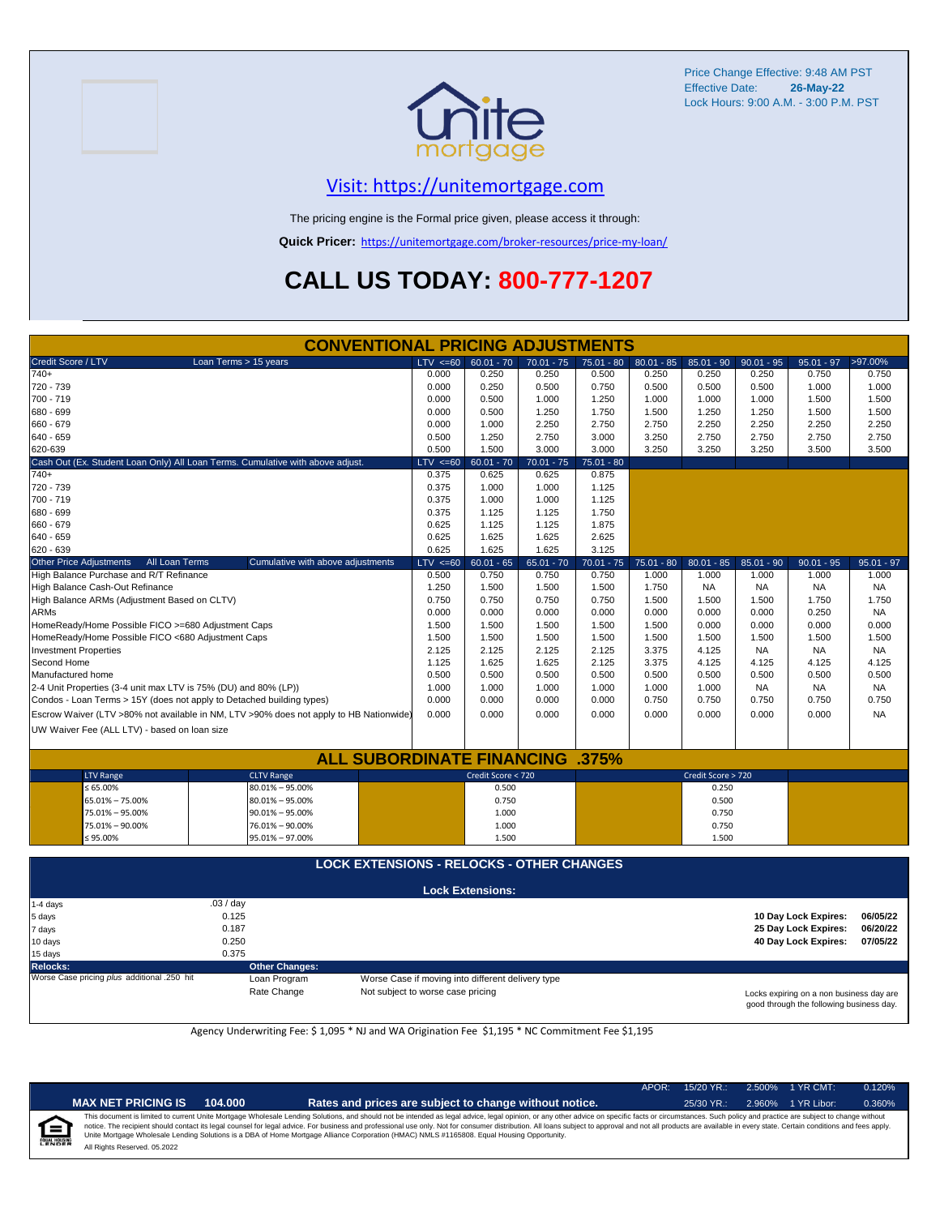Price Change Effective: 9:48 AM PST
Effective Date: **26-May-22**
Lock Hours: 9:00 A.M. - 3:00 P.M. PST

## Visit: https://unitemortgage.com

The pricing engine is the Formal price given, please access it through:

**Quick Pricer:** https://unitemortgage.com/broker-resources/price-my-loan/

# CALL US TODAY: 800-777-1207

## CONVENTIONAL PRICING ADJUSTMENTS

| Credit Score / LTV — Loan Terms > 15 years | LTV <=60 | 60.01 - 70 | 70.01 - 75 | 75.01 - 80 | 80.01 - 85 | 85.01 - 90 | 90.01 - 95 | 95.01 - 97 | >97.00% |
|---|---|---|---|---|---|---|---|---|---|
| 740+ | 0.000 | 0.250 | 0.250 | 0.500 | 0.250 | 0.250 | 0.250 | 0.750 | 0.750 |
| 720 - 739 | 0.000 | 0.250 | 0.500 | 0.750 | 0.500 | 0.500 | 0.500 | 1.000 | 1.000 |
| 700 - 719 | 0.000 | 0.500 | 1.000 | 1.250 | 1.000 | 1.000 | 1.000 | 1.500 | 1.500 |
| 680 - 699 | 0.000 | 0.500 | 1.250 | 1.750 | 1.500 | 1.250 | 1.250 | 1.500 | 1.500 |
| 660 - 679 | 0.000 | 1.000 | 2.250 | 2.750 | 2.750 | 2.250 | 2.250 | 2.250 | 2.250 |
| 640 - 659 | 0.500 | 1.250 | 2.750 | 3.000 | 3.250 | 2.750 | 2.750 | 2.750 | 2.750 |
| 620-639 | 0.500 | 1.500 | 3.000 | 3.000 | 3.250 | 3.250 | 3.250 | 3.500 | 3.500 |

| Cash Out (Ex. Student Loan Only) All Loan Terms. Cumulative with above adjust. | LTV <=60 | 60.01 - 70 | 70.01 - 75 | 75.01 - 80 |
|---|---|---|---|---|
| 740+ | 0.375 | 0.625 | 0.625 | 0.875 |
| 720 - 739 | 0.375 | 1.000 | 1.000 | 1.125 |
| 700 - 719 | 0.375 | 1.000 | 1.000 | 1.125 |
| 680 - 699 | 0.375 | 1.125 | 1.125 | 1.750 |
| 660 - 679 | 0.625 | 1.125 | 1.125 | 1.875 |
| 640 - 659 | 0.625 | 1.625 | 1.625 | 2.625 |
| 620 - 639 | 0.625 | 1.625 | 1.625 | 3.125 |

| Other Price Adjustments — All Loan Terms — Cumulative with above adjustments | LTV <=60 | 60.01 - 65 | 65.01 - 70 | 70.01 - 75 | 75.01 - 80 | 80.01 - 85 | 85.01 - 90 | 90.01 - 95 | 95.01 - 97 |
|---|---|---|---|---|---|---|---|---|---|
| High Balance Purchase and R/T Refinance | 0.500 | 0.750 | 0.750 | 0.750 | 1.000 | 1.000 | 1.000 | 1.000 | 1.000 |
| High Balance Cash-Out Refinance | 1.250 | 1.500 | 1.500 | 1.500 | 1.750 | NA | NA | NA | NA |
| High Balance ARMs (Adjustment Based on CLTV) | 0.750 | 0.750 | 0.750 | 0.750 | 1.500 | 1.500 | 1.500 | 1.750 | 1.750 |
| ARMs | 0.000 | 0.000 | 0.000 | 0.000 | 0.000 | 0.000 | 0.000 | 0.250 | NA |
| HomeReady/Home Possible FICO >=680 Adjustment Caps | 1.500 | 1.500 | 1.500 | 1.500 | 1.500 | 0.000 | 0.000 | 0.000 | 0.000 |
| HomeReady/Home Possible FICO <680 Adjustment Caps | 1.500 | 1.500 | 1.500 | 1.500 | 1.500 | 1.500 | 1.500 | 1.500 | 1.500 |
| Investment Properties | 2.125 | 2.125 | 2.125 | 2.125 | 3.375 | 4.125 | NA | NA | NA |
| Second Home | 1.125 | 1.625 | 1.625 | 2.125 | 3.375 | 4.125 | 4.125 | 4.125 | 4.125 |
| Manufactured home | 0.500 | 0.500 | 0.500 | 0.500 | 0.500 | 0.500 | 0.500 | 0.500 | 0.500 |
| 2-4 Unit Properties (3-4 unit max LTV is 75% (DU) and 80% (LP)) | 1.000 | 1.000 | 1.000 | 1.000 | 1.000 | 1.000 | NA | NA | NA |
| Condos - Loan Terms > 15Y (does not apply to Detached building types) | 0.000 | 0.000 | 0.000 | 0.000 | 0.750 | 0.750 | 0.750 | 0.750 | 0.750 |
| Escrow Waiver (LTV >80% not available in NM, LTV >90% does not apply to HB Nationwide) | 0.000 | 0.000 | 0.000 | 0.000 | 0.000 | 0.000 | 0.000 | 0.000 | NA |
| UW Waiver Fee (ALL LTV) - based on loan size | | | | | | | | | |

## ALL SUBORDINATE FINANCING .375%

| LTV Range | CLTV Range | Credit Score < 720 | Credit Score > 720 |
|---|---|---|---|
| ≤ 65.00% | 80.01% – 95.00% | 0.500 | 0.250 |
| 65.01% – 75.00% | 80.01% – 95.00% | 0.750 | 0.500 |
| 75.01% – 95.00% | 90.01% – 95.00% | 1.000 | 0.750 |
| 75.01% – 90.00% | 76.01% – 90.00% | 1.000 | 0.750 |
| ≤ 95.00% | 95.01% – 97.00% | 1.500 | 1.500 |

## LOCK EXTENSIONS - RELOCKS - OTHER CHANGES

### Lock Extensions:

| Days | Cost |
|---|---|
| 1-4 days | .03 / day |
| 5 days | 0.125 |
| 7 days | 0.187 |
| 10 days | 0.250 |
| 15 days | 0.375 |

| | |
|---|---|
| **10 Day Lock Expires:** | **06/05/22** |
| **25 Day Lock Expires:** | **06/20/22** |
| **40 Day Lock Expires:** | **07/05/22** |

**Relocks:** Worse Case pricing *plus* additional .250 hit

**Other Changes:**

| | |
|---|---|
| Loan Program | Worse Case if moving into different delivery type |
| Rate Change | Not subject to worse case pricing |

Locks expiring on a non business day are good through the following business day.

Agency Underwriting Fee: $ 1,095 * NJ and WA Origination Fee $1,195 * NC Commitment Fee $1,195

| APOR: | 15/20 YR.: | 2.500% | 1 YR CMT: | 0.120% |
|---|---|---|---|---|
| | 25/30 YR.: | 2.960% | 1 YR Libor: | 0.360% |

**MAX NET PRICING IS 104.000** — **Rates and prices are subject to change without notice.**

This document is limited to current Unite Mortgage Wholesale Lending Solutions, and should not be intended as legal advice, legal opinion, or any other advice on specific facts or circumstances. Such policy and practice are subject to change without notice. The recipient should contact its legal counsel for legal advice. For business and professional use only. Not for consumer distribution. All loans subject to approval and not all products are available in every state. Certain conditions and fees apply. Unite Mortgage Wholesale Lending Solutions is a DBA of Home Mortgage Alliance Corporation (HMAC) NMLS #1165808. Equal Housing Opportunity.
All Rights Reserved. 05.2022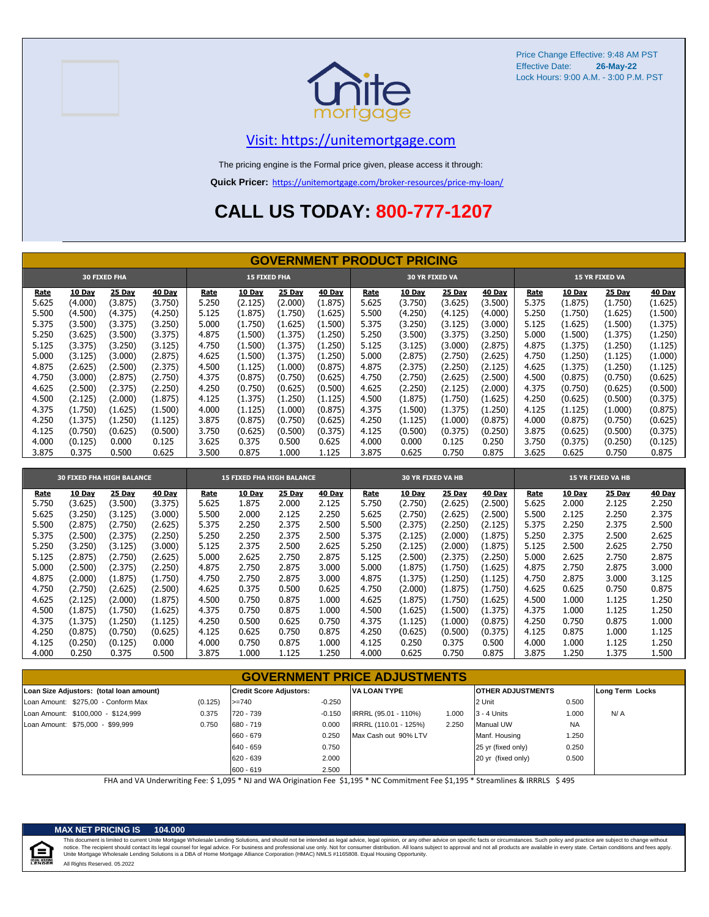Price Change Effective: 9:48 AM PST
Effective Date: **26-May-22**
Lock Hours: 9:00 A.M. - 3:00 P.M. PST

## Visit: https://unitemortgage.com

The pricing engine is the Formal price given, please access it through:

**Quick Pricer:** https://unitemortgage.com/broker-resources/price-my-loan/

# CALL US TODAY: 800-777-1207

## GOVERNMENT PRODUCT PRICING

| 30 FIXED FHA | | | | 15 FIXED FHA | | | | 30 YR FIXED VA | | | | 15 YR FIXED VA | | | |
|---|---|---|---|---|---|---|---|---|---|---|---|---|---|---|---|
| Rate | 10 Day | 25 Day | 40 Day | Rate | 10 Day | 25 Day | 40 Day | Rate | 10 Day | 25 Day | 40 Day | Rate | 10 Day | 25 Day | 40 Day |
| 5.625 | (4.000) | (3.875) | (3.750) | 5.250 | (2.125) | (2.000) | (1.875) | 5.625 | (3.750) | (3.625) | (3.500) | 5.375 | (1.875) | (1.750) | (1.625) |
| 5.500 | (4.500) | (4.375) | (4.250) | 5.125 | (1.875) | (1.750) | (1.625) | 5.500 | (4.250) | (4.125) | (4.000) | 5.250 | (1.750) | (1.625) | (1.500) |
| 5.375 | (3.500) | (3.375) | (3.250) | 5.000 | (1.750) | (1.625) | (1.500) | 5.375 | (3.250) | (3.125) | (3.000) | 5.125 | (1.625) | (1.500) | (1.375) |
| 5.250 | (3.625) | (3.500) | (3.375) | 4.875 | (1.500) | (1.375) | (1.250) | 5.250 | (3.500) | (3.375) | (3.250) | 5.000 | (1.500) | (1.375) | (1.250) |
| 5.125 | (3.375) | (3.250) | (3.125) | 4.750 | (1.500) | (1.375) | (1.250) | 5.125 | (3.125) | (3.000) | (2.875) | 4.875 | (1.375) | (1.250) | (1.125) |
| 5.000 | (3.125) | (3.000) | (2.875) | 4.625 | (1.500) | (1.375) | (1.250) | 5.000 | (2.875) | (2.750) | (2.625) | 4.750 | (1.250) | (1.125) | (1.000) |
| 4.875 | (2.625) | (2.500) | (2.375) | 4.500 | (1.125) | (1.000) | (0.875) | 4.875 | (2.375) | (2.250) | (2.125) | 4.625 | (1.375) | (1.250) | (1.125) |
| 4.750 | (3.000) | (2.875) | (2.750) | 4.375 | (0.875) | (0.750) | (0.625) | 4.750 | (2.750) | (2.625) | (2.500) | 4.500 | (0.875) | (0.750) | (0.625) |
| 4.625 | (2.500) | (2.375) | (2.250) | 4.250 | (0.750) | (0.625) | (0.500) | 4.625 | (2.250) | (2.125) | (2.000) | 4.375 | (0.750) | (0.625) | (0.500) |
| 4.500 | (2.125) | (2.000) | (1.875) | 4.125 | (1.375) | (1.250) | (1.125) | 4.500 | (1.875) | (1.750) | (1.625) | 4.250 | (0.625) | (0.500) | (0.375) |
| 4.375 | (1.750) | (1.625) | (1.500) | 4.000 | (1.125) | (1.000) | (0.875) | 4.375 | (1.500) | (1.375) | (1.250) | 4.125 | (1.125) | (1.000) | (0.875) |
| 4.250 | (1.375) | (1.250) | (1.125) | 3.875 | (0.875) | (0.750) | (0.625) | 4.250 | (1.125) | (1.000) | (0.875) | 4.000 | (0.875) | (0.750) | (0.625) |
| 4.125 | (0.750) | (0.625) | (0.500) | 3.750 | (0.625) | (0.500) | (0.375) | 4.125 | (0.500) | (0.375) | (0.250) | 3.875 | (0.625) | (0.500) | (0.375) |
| 4.000 | (0.125) | 0.000 | 0.125 | 3.625 | 0.375 | 0.500 | 0.625 | 4.000 | 0.000 | 0.125 | 0.250 | 3.750 | (0.375) | (0.250) | (0.125) |
| 3.875 | 0.375 | 0.500 | 0.625 | 3.500 | 0.875 | 1.000 | 1.125 | 3.875 | 0.625 | 0.750 | 0.875 | 3.625 | 0.625 | 0.750 | 0.875 |

| 30 FIXED FHA HIGH BALANCE | | | | 15 FIXED FHA HIGH BALANCE | | | | 30 YR FIXED VA HB | | | | 15 YR FIXED VA HB | | | |
|---|---|---|---|---|---|---|---|---|---|---|---|---|---|---|---|
| Rate | 10 Day | 25 Day | 40 Day | Rate | 10 Day | 25 Day | 40 Day | Rate | 10 Day | 25 Day | 40 Day | Rate | 10 Day | 25 Day | 40 Day |
| 5.750 | (3.625) | (3.500) | (3.375) | 5.625 | 1.875 | 2.000 | 2.125 | 5.750 | (2.750) | (2.625) | (2.500) | 5.625 | 2.000 | 2.125 | 2.250 |
| 5.625 | (3.250) | (3.125) | (3.000) | 5.500 | 2.000 | 2.125 | 2.250 | 5.625 | (2.750) | (2.625) | (2.500) | 5.500 | 2.125 | 2.250 | 2.375 |
| 5.500 | (2.875) | (2.750) | (2.625) | 5.375 | 2.250 | 2.375 | 2.500 | 5.500 | (2.375) | (2.250) | (2.125) | 5.375 | 2.250 | 2.375 | 2.500 |
| 5.375 | (2.500) | (2.375) | (2.250) | 5.250 | 2.250 | 2.375 | 2.500 | 5.375 | (2.125) | (2.000) | (1.875) | 5.250 | 2.375 | 2.500 | 2.625 |
| 5.250 | (3.250) | (3.125) | (3.000) | 5.125 | 2.375 | 2.500 | 2.625 | 5.250 | (2.125) | (2.000) | (1.875) | 5.125 | 2.500 | 2.625 | 2.750 |
| 5.125 | (2.875) | (2.750) | (2.625) | 5.000 | 2.625 | 2.750 | 2.875 | 5.125 | (2.500) | (2.375) | (2.250) | 5.000 | 2.625 | 2.750 | 2.875 |
| 5.000 | (2.500) | (2.375) | (2.250) | 4.875 | 2.750 | 2.875 | 3.000 | 5.000 | (1.875) | (1.750) | (1.625) | 4.875 | 2.750 | 2.875 | 3.000 |
| 4.875 | (2.000) | (1.875) | (1.750) | 4.750 | 2.750 | 2.875 | 3.000 | 4.875 | (1.375) | (1.250) | (1.125) | 4.750 | 2.875 | 3.000 | 3.125 |
| 4.750 | (2.750) | (2.625) | (2.500) | 4.625 | 0.375 | 0.500 | 0.625 | 4.750 | (2.000) | (1.875) | (1.750) | 4.625 | 0.625 | 0.750 | 0.875 |
| 4.625 | (2.125) | (2.000) | (1.875) | 4.500 | 0.750 | 0.875 | 1.000 | 4.625 | (1.875) | (1.750) | (1.625) | 4.500 | 1.000 | 1.125 | 1.250 |
| 4.500 | (1.875) | (1.750) | (1.625) | 4.375 | 0.750 | 0.875 | 1.000 | 4.500 | (1.625) | (1.500) | (1.375) | 4.375 | 1.000 | 1.125 | 1.250 |
| 4.375 | (1.375) | (1.250) | (1.125) | 4.250 | 0.500 | 0.625 | 0.750 | 4.375 | (1.125) | (1.000) | (0.875) | 4.250 | 0.750 | 0.875 | 1.000 |
| 4.250 | (0.875) | (0.750) | (0.625) | 4.125 | 0.625 | 0.750 | 0.875 | 4.250 | (0.625) | (0.500) | (0.375) | 4.125 | 0.875 | 1.000 | 1.125 |
| 4.125 | (0.250) | (0.125) | 0.000 | 4.000 | 0.750 | 0.875 | 1.000 | 4.125 | 0.250 | 0.375 | 0.500 | 4.000 | 1.000 | 1.125 | 1.250 |
| 4.000 | 0.250 | 0.375 | 0.500 | 3.875 | 1.000 | 1.125 | 1.250 | 4.000 | 0.625 | 0.750 | 0.875 | 3.875 | 1.250 | 1.375 | 1.500 |

## GOVERNMENT PRICE ADJUSTMENTS

| Loan Size Adjustors: (total loan amount) | | Credit Score Adjustors: | | VA LOAN TYPE | | OTHER ADJUSTMENTS | | Long Term Locks |
|---|---|---|---|---|---|---|---|---|
| Loan Amount: $275,000 - Conform Max | (0.125) | >=740 | -0.250 | | | 2 Unit | 0.500 | |
| Loan Amount: $100,000 - $124,999 | 0.375 | 720 - 739 | -0.150 | IRRRL (95.01 - 110%) | 1.000 | 3 - 4 Units | 1.000 | N/ A |
| Loan Amount: $75,000 - $99,999 | 0.750 | 680 - 719 | 0.000 | IRRRL (110.01 - 125%) | 2.250 | Manual UW | NA | |
| | | 660 - 679 | 0.250 | Max Cash out 90% LTV | | Manf. Housing | 1.250 | |
| | | 640 - 659 | 0.750 | | | 25 yr (fixed only) | 0.250 | |
| | | 620 - 639 | 2.000 | | | 20 yr (fixed only) | 0.500 | |
| | | 600 - 619 | 2.500 | | | | | |

FHA and VA Underwriting Fee: $ 1,095 * NJ and WA Origination Fee $1,195 * NC Commitment Fee $1,195 * Streamlines & IRRRLS $ 495

**MAX NET PRICING IS 104.000**

This document is limited to current Unite Mortgage Wholesale Lending Solutions, and should not be intended as legal advice, legal opinion, or any other advice on specific facts or circumstances. Such policy and practice are subject to change without notice. The recipient should contact its legal counsel for legal advice. For business and professional use only. Not for consumer distribution. All loans subject to approval and not all products are available in every state. Certain conditions and fees apply. Unite Mortgage Wholesale Lending Solutions is a DBA of Home Mortgage Alliance Corporation (HMAC) NMLS #1165808. Equal Housing Opportunity.

All Rights Reserved. 05.2022